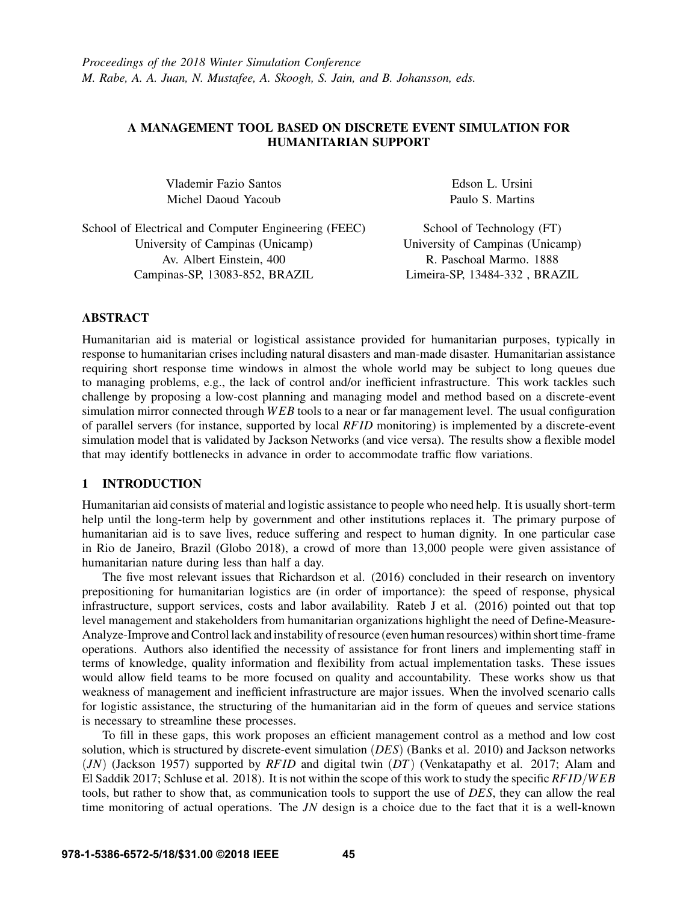*Proceedings of the 2018 Winter Simulation Conference*
*M. Rabe, A. A. Juan, N. Mustafee, A. Skoogh, S. Jain, and B. Johansson, eds.*

# A MANAGEMENT TOOL BASED ON DISCRETE EVENT SIMULATION FOR HUMANITARIAN SUPPORT

Vlademir Fazio Santos
Michel Daoud Yacoub

School of Electrical and Computer Engineering (FEEC)
University of Campinas (Unicamp)
Av. Albert Einstein, 400
Campinas-SP, 13083-852, BRAZIL

Edson L. Ursini
Paulo S. Martins

School of Technology (FT)
University of Campinas (Unicamp)
R. Paschoal Marmo. 1888
Limeira-SP, 13484-332 , BRAZIL

## ABSTRACT

Humanitarian aid is material or logistical assistance provided for humanitarian purposes, typically in response to humanitarian crises including natural disasters and man-made disaster. Humanitarian assistance requiring short response time windows in almost the whole world may be subject to long queues due to managing problems, e.g., the lack of control and/or inefficient infrastructure. This work tackles such challenge by proposing a low-cost planning and managing model and method based on a discrete-event simulation mirror connected through *WEB* tools to a near or far management level. The usual configuration of parallel servers (for instance, supported by local *RFID* monitoring) is implemented by a discrete-event simulation model that is validated by Jackson Networks (and vice versa). The results show a flexible model that may identify bottlenecks in advance in order to accommodate traffic flow variations.

## 1 INTRODUCTION

Humanitarian aid consists of material and logistic assistance to people who need help. It is usually short-term help until the long-term help by government and other institutions replaces it. The primary purpose of humanitarian aid is to save lives, reduce suffering and respect to human dignity. In one particular case in Rio de Janeiro, Brazil (Globo 2018), a crowd of more than 13,000 people were given assistance of humanitarian nature during less than half a day.

The five most relevant issues that Richardson et al. (2016) concluded in their research on inventory prepositioning for humanitarian logistics are (in order of importance): the speed of response, physical infrastructure, support services, costs and labor availability. Rateb J et al. (2016) pointed out that top level management and stakeholders from humanitarian organizations highlight the need of Define-Measure-Analyze-Improve and Control lack and instability of resource (even human resources) within short time-frame operations. Authors also identified the necessity of assistance for front liners and implementing staff in terms of knowledge, quality information and flexibility from actual implementation tasks. These issues would allow field teams to be more focused on quality and accountability. These works show us that weakness of management and inefficient infrastructure are major issues. When the involved scenario calls for logistic assistance, the structuring of the humanitarian aid in the form of queues and service stations is necessary to streamline these processes.

To fill in these gaps, this work proposes an efficient management control as a method and low cost solution, which is structured by discrete-event simulation $(DES)$ (Banks et al. 2010) and Jackson networks $(JN)$ (Jackson 1957) supported by *RFID* and digital twin $(DT)$ (Venkatapathy et al. 2017; Alam and El Saddik 2017; Schluse et al. 2018). It is not within the scope of this work to study the specific *RFID*/*WEB* tools, but rather to show that, as communication tools to support the use of *DES*, they can allow the real time monitoring of actual operations. The *JN* design is a choice due to the fact that it is a well-known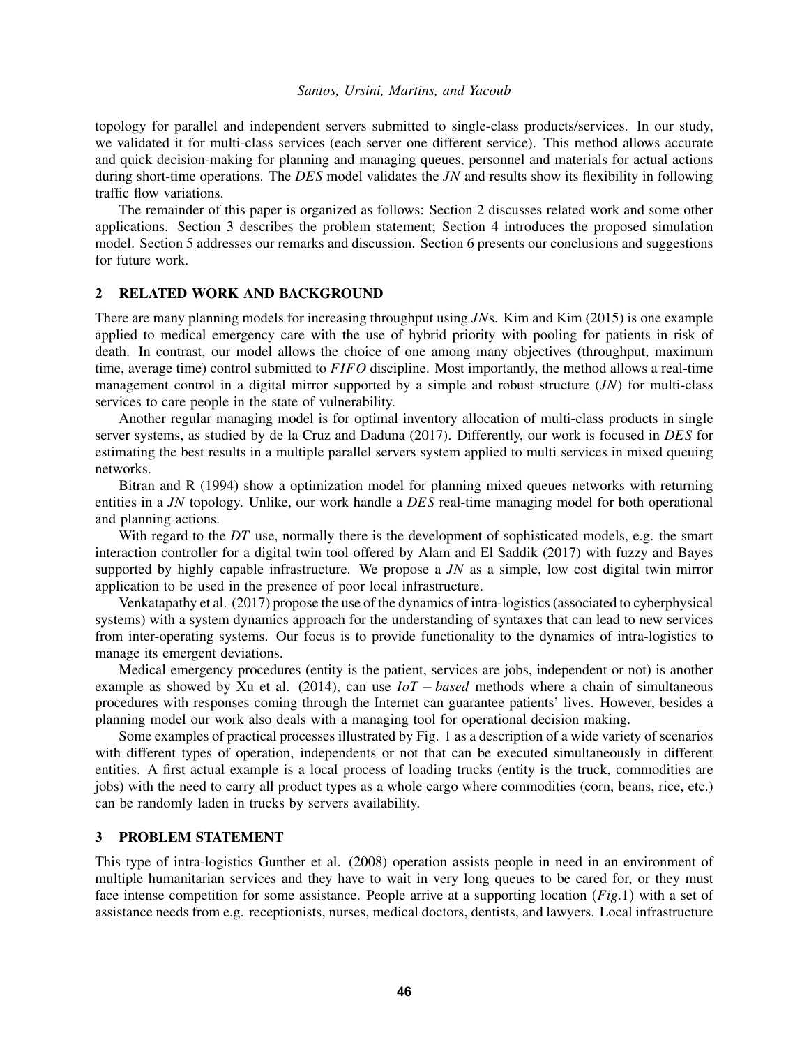topology for parallel and independent servers submitted to single-class products/services. In our study, we validated it for multi-class services (each server one different service). This method allows accurate and quick decision-making for planning and managing queues, personnel and materials for actual actions during short-time operations. The *DES* model validates the *JN* and results show its flexibility in following traffic flow variations.

The remainder of this paper is organized as follows: Section 2 discusses related work and some other applications. Section 3 describes the problem statement; Section 4 introduces the proposed simulation model. Section 5 addresses our remarks and discussion. Section 6 presents our conclusions and suggestions for future work.

## 2 RELATED WORK AND BACKGROUND

There are many planning models for increasing throughput using *JN*s. Kim and Kim (2015) is one example applied to medical emergency care with the use of hybrid priority with pooling for patients in risk of death. In contrast, our model allows the choice of one among many objectives (throughput, maximum time, average time) control submitted to $FIFO$ discipline. Most importantly, the method allows a real-time management control in a digital mirror supported by a simple and robust structure (*JN*) for multi-class services to care people in the state of vulnerability.

Another regular managing model is for optimal inventory allocation of multi-class products in single server systems, as studied by de la Cruz and Daduna (2017). Differently, our work is focused in *DES* for estimating the best results in a multiple parallel servers system applied to multi services in mixed queuing networks.

Bitran and R (1994) show a optimization model for planning mixed queues networks with returning entities in a *JN* topology. Unlike, our work handle a *DES* real-time managing model for both operational and planning actions.

With regard to the *DT* use, normally there is the development of sophisticated models, e.g. the smart interaction controller for a digital twin tool offered by Alam and El Saddik (2017) with fuzzy and Bayes supported by highly capable infrastructure. We propose a *JN* as a simple, low cost digital twin mirror application to be used in the presence of poor local infrastructure.

Venkatapathy et al. (2017) propose the use of the dynamics of intra-logistics (associated to cyberphysical systems) with a system dynamics approach for the understanding of syntaxes that can lead to new services from inter-operating systems. Our focus is to provide functionality to the dynamics of intra-logistics to manage its emergent deviations.

Medical emergency procedures (entity is the patient, services are jobs, independent or not) is another example as showed by Xu et al. (2014), can use $IoT-based$ methods where a chain of simultaneous procedures with responses coming through the Internet can guarantee patients' lives. However, besides a planning model our work also deals with a managing tool for operational decision making.

Some examples of practical processes illustrated by Fig. 1 as a description of a wide variety of scenarios with different types of operation, independents or not that can be executed simultaneously in different entities. A first actual example is a local process of loading trucks (entity is the truck, commodities are jobs) with the need to carry all product types as a whole cargo where commodities (corn, beans, rice, etc.) can be randomly laden in trucks by servers availability.

## 3 PROBLEM STATEMENT

This type of intra-logistics Gunther et al. (2008) operation assists people in need in an environment of multiple humanitarian services and they have to wait in very long queues to be cared for, or they must face intense competition for some assistance. People arrive at a supporting location $(Fig.1)$ with a set of assistance needs from e.g. receptionists, nurses, medical doctors, dentists, and lawyers. Local infrastructure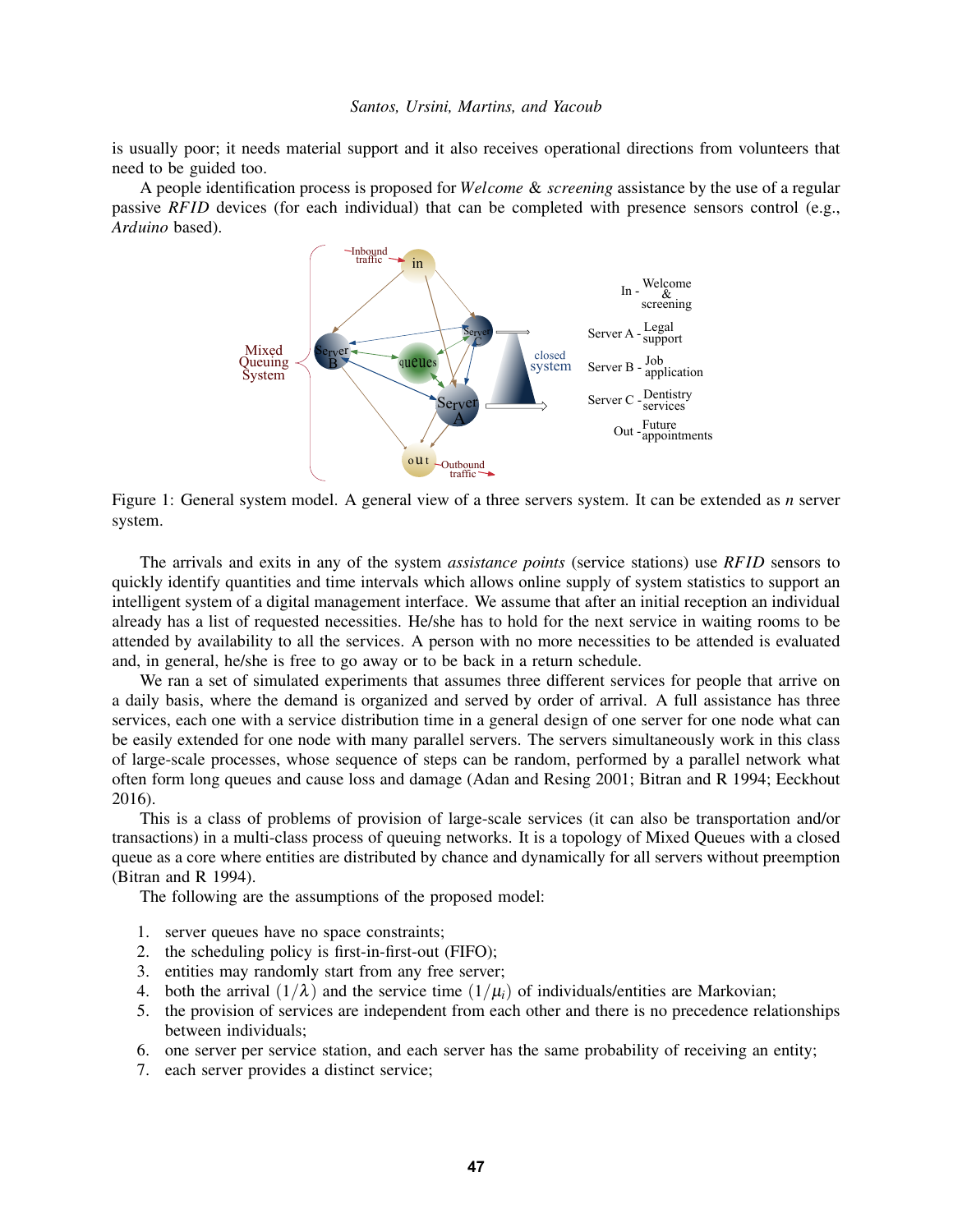is usually poor; it needs material support and it also receives operational directions from volunteers that need to be guided too.

A people identification process is proposed for *Welcome* & *screening* assistance by the use of a regular passive *RFID* devices (for each individual) that can be completed with presence sensors control (e.g., *Arduino* based).

Inbound traffic

in

Mixed Queuing System

Server B

queues

Server C

Server A

closed system

out

Outbound traffic

In - Welcome & screening

Server A - Legal support

Server B - Job application

Server C - Dentistry services

Out - Future appointments

Figure 1: General system model. A general view of a three servers system. It can be extended as *n* server system.

The arrivals and exits in any of the system *assistance points* (service stations) use *RFID* sensors to quickly identify quantities and time intervals which allows online supply of system statistics to support an intelligent system of a digital management interface. We assume that after an initial reception an individual already has a list of requested necessities. He/she has to hold for the next service in waiting rooms to be attended by availability to all the services. A person with no more necessities to be attended is evaluated and, in general, he/she is free to go away or to be back in a return schedule.

We ran a set of simulated experiments that assumes three different services for people that arrive on a daily basis, where the demand is organized and served by order of arrival. A full assistance has three services, each one with a service distribution time in a general design of one server for one node what can be easily extended for one node with many parallel servers. The servers simultaneously work in this class of large-scale processes, whose sequence of steps can be random, performed by a parallel network what often form long queues and cause loss and damage (Adan and Resing 2001; Bitran and R 1994; Eeckhout 2016).

This is a class of problems of provision of large-scale services (it can also be transportation and/or transactions) in a multi-class process of queuing networks. It is a topology of Mixed Queues with a closed queue as a core where entities are distributed by chance and dynamically for all servers without preemption (Bitran and R 1994).

The following are the assumptions of the proposed model:

1. server queues have no space constraints;
2. the scheduling policy is first-in-first-out (FIFO);
3. entities may randomly start from any free server;
4. both the arrival $(1/\lambda)$ and the service time $(1/\mu_i)$ of individuals/entities are Markovian;
5. the provision of services are independent from each other and there is no precedence relationships between individuals;
6. one server per service station, and each server has the same probability of receiving an entity;
7. each server provides a distinct service;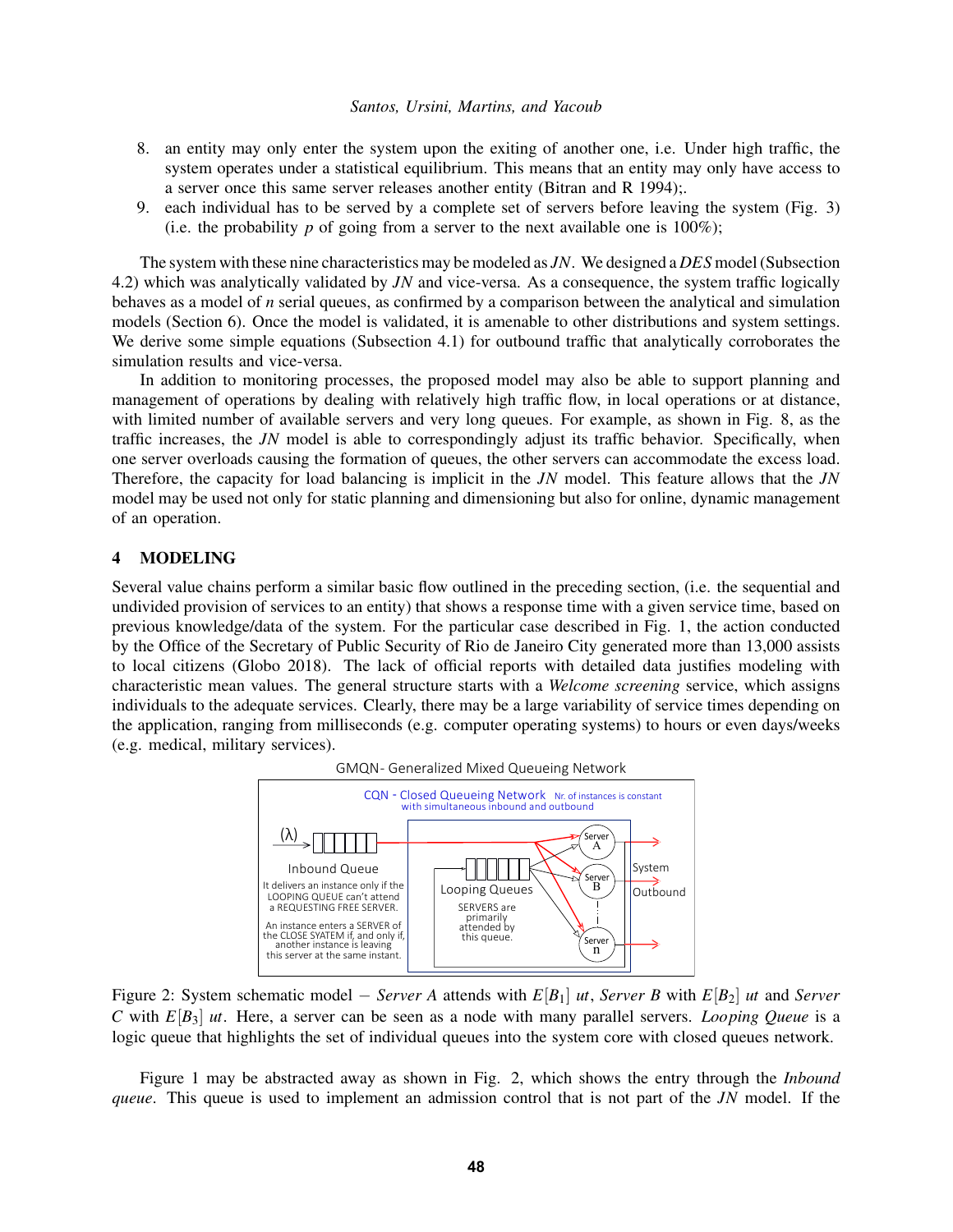8. an entity may only enter the system upon the exiting of another one, i.e. Under high traffic, the system operates under a statistical equilibrium. This means that an entity may only have access to a server once this same server releases another entity (Bitran and R 1994);.
9. each individual has to be served by a complete set of servers before leaving the system (Fig. 3) (i.e. the probability $p$ of going from a server to the next available one is 100%);

The system with these nine characteristics may be modeled as *JN*. We designed a *DES* model (Subsection 4.2) which was analytically validated by *JN* and vice-versa. As a consequence, the system traffic logically behaves as a model of $n$ serial queues, as confirmed by a comparison between the analytical and simulation models (Section 6). Once the model is validated, it is amenable to other distributions and system settings. We derive some simple equations (Subsection 4.1) for outbound traffic that analytically corroborates the simulation results and vice-versa.

In addition to monitoring processes, the proposed model may also be able to support planning and management of operations by dealing with relatively high traffic flow, in local operations or at distance, with limited number of available servers and very long queues. For example, as shown in Fig. 8, as the traffic increases, the *JN* model is able to correspondingly adjust its traffic behavior. Specifically, when one server overloads causing the formation of queues, the other servers can accommodate the excess load. Therefore, the capacity for load balancing is implicit in the *JN* model. This feature allows that the *JN* model may be used not only for static planning and dimensioning but also for online, dynamic management of an operation.

## 4 MODELING

Several value chains perform a similar basic flow outlined in the preceding section, (i.e. the sequential and undivided provision of services to an entity) that shows a response time with a given service time, based on previous knowledge/data of the system. For the particular case described in Fig. 1, the action conducted by the Office of the Secretary of Public Security of Rio de Janeiro City generated more than 13,000 assists to local citizens (Globo 2018). The lack of official reports with detailed data justifies modeling with characteristic mean values. The general structure starts with a *Welcome screening* service, which assigns individuals to the adequate services. Clearly, there may be a large variability of service times depending on the application, ranging from milliseconds (e.g. computer operating systems) to hours or even days/weeks (e.g. medical, military services).

GMQN- Generalized Mixed Queueing Network

CQN - Closed Queueing Network Nr. of instances is constant with simultaneous inbound and outbound

(λ)

Inbound Queue

It delivers an instance only if the LOOPING QUEUE can't attend a REQUESTING FREE SERVER.

An instance enters a SERVER of the CLOSE SYATEM if, and only if, another instance is leaving this server at the same instant.

Looping Queues

SERVERS are primarily attended by this queue.

Server A

Server B

Server n

System

Outbound

Figure 2: System schematic model − *Server A* attends with $E[B_1]$ *ut*, *Server B* with $E[B_2]$ *ut* and *Server C* with $E[B_3]$ *ut*. Here, a server can be seen as a node with many parallel servers. *Looping Queue* is a logic queue that highlights the set of individual queues into the system core with closed queues network.

Figure 1 may be abstracted away as shown in Fig. 2, which shows the entry through the *Inbound queue*. This queue is used to implement an admission control that is not part of the *JN* model. If the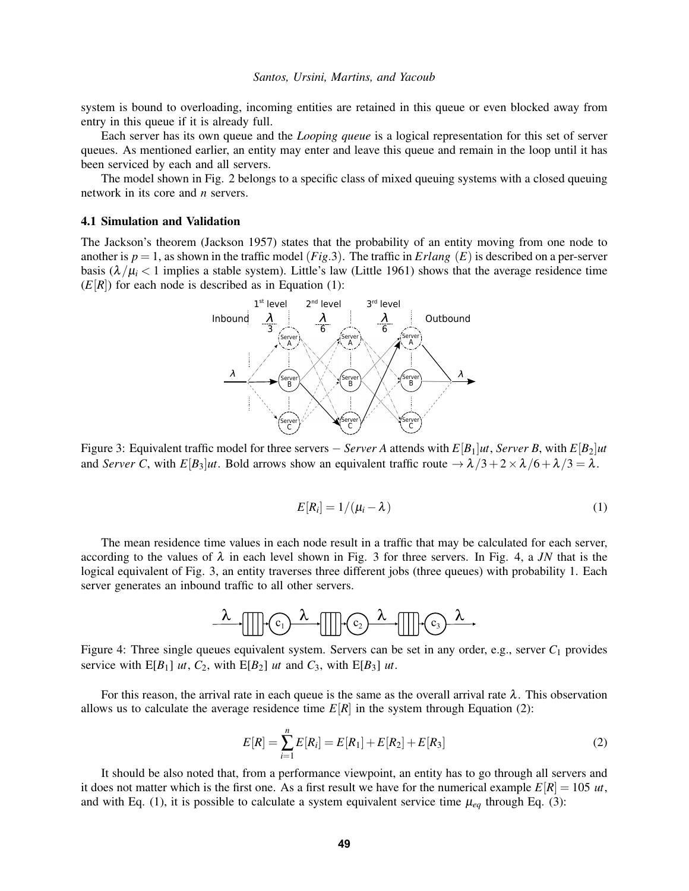system is bound to overloading, incoming entities are retained in this queue or even blocked away from entry in this queue if it is already full.

Each server has its own queue and the *Looping queue* is a logical representation for this set of server queues. As mentioned earlier, an entity may enter and leave this queue and remain in the loop until it has been serviced by each and all servers.

The model shown in Fig. 2 belongs to a specific class of mixed queuing systems with a closed queuing network in its core and *n* servers.

### 4.1 Simulation and Validation

The Jackson's theorem (Jackson 1957) states that the probability of an entity moving from one node to another is $p = 1$, as shown in the traffic model $(Fig.3)$. The traffic in $Erlang\ (E)$ is described on a per-server basis ($\lambda/\mu_i < 1$ implies a stable system). Little's law (Little 1961) shows that the average residence time ($E[R]$) for each node is described as in Equation (1):

1st level
2nd level
3rd level
Inbound
$\frac{\lambda}{3}$
$\frac{\lambda}{6}$
$\frac{\lambda}{6}$
Outbound
$\lambda$
$\lambda$
Server A
Server B
Server C

Figure 3: Equivalent traffic model for three servers − *Server A* attends with $E[B_1]ut$, *Server B*, with $E[B_2]ut$ and *Server C*, with $E[B_3]ut$. Bold arrows show an equivalent traffic route $\rightarrow \lambda/3 + 2 \times \lambda/6 + \lambda/3 = \lambda$.

$$E[R_i] = 1/(\mu_i - \lambda) \tag{1}$$

The mean residence time values in each node result in a traffic that may be calculated for each server, according to the values of $\lambda$ in each level shown in Fig. 3 for three servers. In Fig. 4, a *JN* that is the logical equivalent of Fig. 3, an entity traverses three different jobs (three queues) with probability 1. Each server generates an inbound traffic to all other servers.

$\lambda$ $c_1$ $\lambda$ $c_2$ $\lambda$ $c_3$ $\lambda$

Figure 4: Three single queues equivalent system. Servers can be set in any order, e.g., server $C_1$ provides service with E[$B_1$] *ut*, $C_2$, with E[$B_2$] *ut* and $C_3$, with E[$B_3$] *ut*.

For this reason, the arrival rate in each queue is the same as the overall arrival rate $\lambda$. This observation allows us to calculate the average residence time $E[R]$ in the system through Equation (2):

$$E[R] = \sum_{i=1}^{n} E[R_i] = E[R_1] + E[R_2] + E[R_3] \tag{2}$$

It should be also noted that, from a performance viewpoint, an entity has to go through all servers and it does not matter which is the first one. As a first result we have for the numerical example $E[R] = 105$ *ut*, and with Eq. (1), it is possible to calculate a system equivalent service time $\mu_{eq}$ through Eq. (3):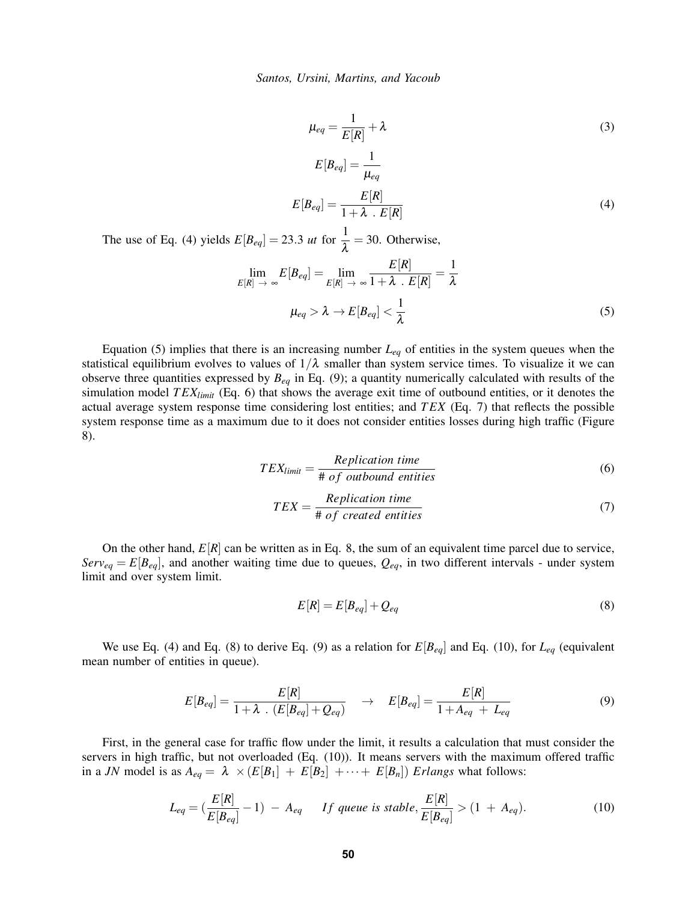$$\mu_{eq} = \frac{1}{E[R]} + \lambda \tag{3}$$

$$E[B_{eq}] = \frac{1}{\mu_{eq}}$$

$$E[B_{eq}] = \frac{E[R]}{1 + \lambda \ . \ E[R]} \tag{4}$$

The use of Eq. (4) yields $E[B_{eq}] = 23.3$ *ut* for $\frac{1}{\lambda} = 30$. Otherwise,

$$\lim_{E[R] \to \infty} E[B_{eq}] = \lim_{E[R] \to \infty} \frac{E[R]}{1 + \lambda \ . \ E[R]} = \frac{1}{\lambda}$$

$$\mu_{eq} > \lambda \to E[B_{eq}] < \frac{1}{\lambda} \tag{5}$$

Equation (5) implies that there is an increasing number $L_{eq}$ of entities in the system queues when the statistical equilibrium evolves to values of $1/\lambda$ smaller than system service times. To visualize it we can observe three quantities expressed by $B_{eq}$ in Eq. (9); a quantity numerically calculated with results of the simulation model $TEX_{limit}$ (Eq. 6) that shows the average exit time of outbound entities, or it denotes the actual average system response time considering lost entities; and $TEX$ (Eq. 7) that reflects the possible system response time as a maximum due to it does not consider entities losses during high traffic (Figure 8).

$$TEX_{limit} = \frac{Replication \ time}{\# \ of \ outbound \ entities} \tag{6}$$

$$TEX = \frac{Replication \ time}{\# \ of \ created \ entities} \tag{7}$$

On the other hand, $E[R]$ can be written as in Eq. 8, the sum of an equivalent time parcel due to service, $Serv_{eq} = E[B_{eq}]$, and another waiting time due to queues, $Q_{eq}$, in two different intervals - under system limit and over system limit.

$$E[R] = E[B_{eq}] + Q_{eq} \tag{8}$$

We use Eq. (4) and Eq. (8) to derive Eq. (9) as a relation for $E[B_{eq}]$ and Eq. (10), for $L_{eq}$ (equivalent mean number of entities in queue).

$$E[B_{eq}] = \frac{E[R]}{1 + \lambda \ . \ (E[B_{eq}] + Q_{eq})} \quad \to \quad E[B_{eq}] = \frac{E[R]}{1 + A_{eq} \ + \ L_{eq}} \tag{9}$$

First, in the general case for traffic flow under the limit, it results a calculation that must consider the servers in high traffic, but not overloaded (Eq. (10)). It means servers with the maximum offered traffic in a *JN* model is as $A_{eq} = \ \lambda \ \times (E[B_1] \ + \ E[B_2] \ + \cdots + \ E[B_n])$ *Erlangs* what follows:

$$L_{eq} = (\frac{E[R]}{E[B_{eq}]} - 1) \ - \ A_{eq} \qquad If \ queue \ is \ stable, \frac{E[R]}{E[B_{eq}]} > (1 \ + \ A_{eq}). \tag{10}$$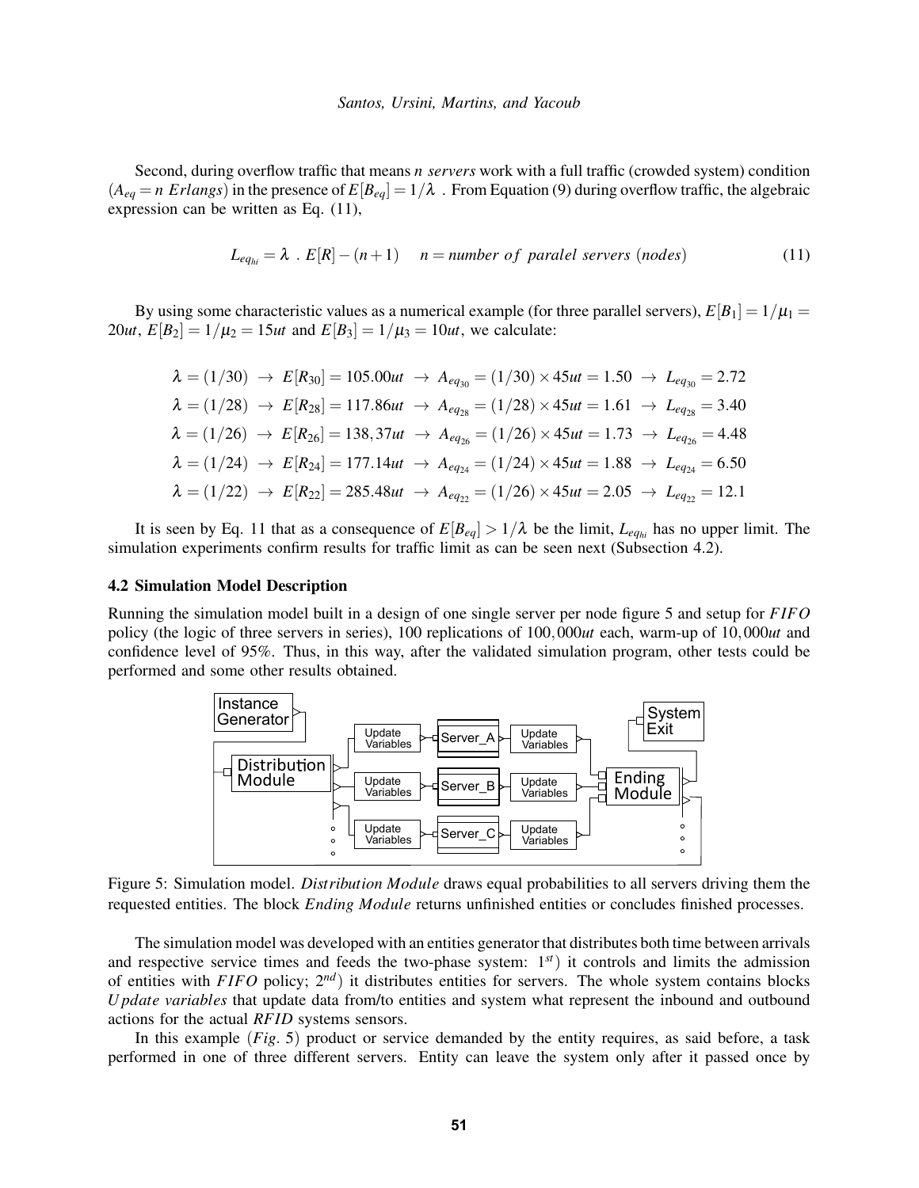Second, during overflow traffic that means *n servers* work with a full traffic (crowded system) condition ($A_{eq} = n\ Erlangs$) in the presence of $E[B_{eq}] = 1/\lambda$ . From Equation (9) during overflow traffic, the algebraic expression can be written as Eq. (11),

$$L_{eq_{hi}} = \lambda\ .\ E[R] - (n+1) \quad n = number\ of\ paralel\ servers\ (nodes) \tag{11}$$

By using some characteristic values as a numerical example (for three parallel servers), $E[B_1] = 1/\mu_1 = 20ut$, $E[B_2] = 1/\mu_2 = 15ut$ and $E[B_3] = 1/\mu_3 = 10ut$, we calculate:

$$\lambda = (1/30) \ \rightarrow \ E[R_{30}] = 105.00ut \ \rightarrow \ A_{eq_{30}} = (1/30) \times 45ut = 1.50 \ \rightarrow \ L_{eq_{30}} = 2.72$$
$$\lambda = (1/28) \ \rightarrow \ E[R_{28}] = 117.86ut \ \rightarrow \ A_{eq_{28}} = (1/28) \times 45ut = 1.61 \ \rightarrow \ L_{eq_{28}} = 3.40$$
$$\lambda = (1/26) \ \rightarrow \ E[R_{26}] = 138,37ut \ \rightarrow \ A_{eq_{26}} = (1/26) \times 45ut = 1.73 \ \rightarrow \ L_{eq_{26}} = 4.48$$
$$\lambda = (1/24) \ \rightarrow \ E[R_{24}] = 177.14ut \ \rightarrow \ A_{eq_{24}} = (1/24) \times 45ut = 1.88 \ \rightarrow \ L_{eq_{24}} = 6.50$$
$$\lambda = (1/22) \ \rightarrow \ E[R_{22}] = 285.48ut \ \rightarrow \ A_{eq_{22}} = (1/26) \times 45ut = 2.05 \ \rightarrow \ L_{eq_{22}} = 12.1$$

It is seen by Eq. 11 that as a consequence of $E[B_{eq}] > 1/\lambda$ be the limit, $L_{eq_{hi}}$ has no upper limit. The simulation experiments confirm results for traffic limit as can be seen next (Subsection 4.2).

### 4.2 Simulation Model Description

Running the simulation model built in a design of one single server per node figure 5 and setup for *FIFO* policy (the logic of three servers in series), 100 replications of $100,000ut$ each, warm-up of $10,000ut$ and confidence level of 95%. Thus, in this way, after the validated simulation program, other tests could be performed and some other results obtained.

Instance Generator
Distribution Module
Update Variables
Server_A
Server_B
Server_C
Update Variables
Ending Module
System Exit

Figure 5: Simulation model. *Distribution Module* draws equal probabilities to all servers driving them the requested entities. The block *Ending Module* returns unfinished entities or concludes finished processes.

The simulation model was developed with an entities generator that distributes both time between arrivals and respective service times and feeds the two-phase system: $1^{st}$) it controls and limits the admission of entities with *FIFO* policy; $2^{nd}$) it distributes entities for servers. The whole system contains blocks *Update variables* that update data from/to entities and system what represent the inbound and outbound actions for the actual *RFID* systems sensors.

In this example (*Fig.* 5) product or service demanded by the entity requires, as said before, a task performed in one of three different servers. Entity can leave the system only after it passed once by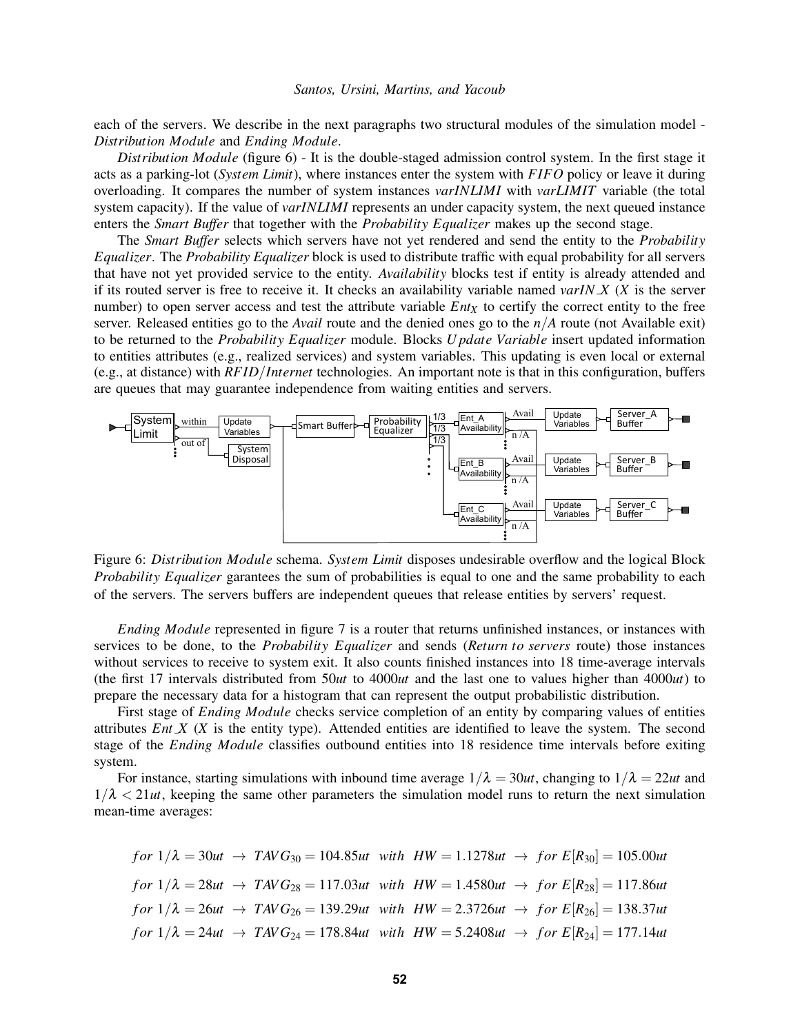each of the servers. We describe in the next paragraphs two structural modules of the simulation model - *Distribution Module* and *Ending Module*.

*Distribution Module* (figure 6) - It is the double-staged admission control system. In the first stage it acts as a parking-lot (*System Limit*), where instances enter the system with *FIFO* policy or leave it during overloading. It compares the number of system instances *varINLIMI* with *varLIMIT* variable (the total system capacity). If the value of *varINLIMI* represents an under capacity system, the next queued instance enters the *Smart Buffer* that together with the *Probability Equalizer* makes up the second stage.

The *Smart Buffer* selects which servers have not yet rendered and send the entity to the *Probability Equalizer*. The *Probability Equalizer* block is used to distribute traffic with equal probability for all servers that have not yet provided service to the entity. *Availability* blocks test if entity is already attended and if its routed server is free to receive it. It checks an availability variable named *varIN_X* (*X* is the server number) to open server access and test the attribute variable $Ent_X$ to certify the correct entity to the free server. Released entities go to the *Avail* route and the denied ones go to the *n/A* route (not Available exit) to be returned to the *Probability Equalizer* module. Blocks *Update Variable* insert updated information to entities attributes (e.g., realized services) and system variables. This updating is even local or external (e.g., at distance) with *RFID/Internet* technologies. An important note is that in this configuration, buffers are queues that may guarantee independence from waiting entities and servers.

System Limit
within
out of
Update Variables
System Disposal
Smart Buffer
Probability Equalizer
1/3
1/3
1/3
Ent_A Availability
Ent_B Availability
Ent_C Availability
Avail
n /A
Update Variables
Server_A Buffer
Server_B Buffer
Server_C Buffer

Figure 6: *Distribution Module* schema. *System Limit* disposes undesirable overflow and the logical Block *Probability Equalizer* garantees the sum of probabilities is equal to one and the same probability to each of the servers. The servers buffers are independent queues that release entities by servers' request.

*Ending Module* represented in figure 7 is a router that returns unfinished instances, or instances with services to be done, to the *Probability Equalizer* and sends (*Return to servers* route) those instances without services to receive to system exit. It also counts finished instances into 18 time-average intervals (the first 17 intervals distributed from $50ut$ to $4000ut$ and the last one to values higher than $4000ut$) to prepare the necessary data for a histogram that can represent the output probabilistic distribution.

First stage of *Ending Module* checks service completion of an entity by comparing values of entities attributes *Ent_X* (*X* is the entity type). Attended entities are identified to leave the system. The second stage of the *Ending Module* classifies outbound entities into 18 residence time intervals before exiting system.

For instance, starting simulations with inbound time average $1/\lambda = 30ut$, changing to $1/\lambda = 22ut$ and $1/\lambda < 21ut$, keeping the same other parameters the simulation model runs to return the next simulation mean-time averages:

$$for\ 1/\lambda = 30ut \ \rightarrow\ TAVG_{30} = 104.85ut \ \ with \ \ HW = 1.1278ut \ \rightarrow\ for\ E[R_{30}] = 105.00ut$$

$$for\ 1/\lambda = 28ut \ \rightarrow\ TAVG_{28} = 117.03ut \ \ with \ \ HW = 1.4580ut \ \rightarrow\ for\ E[R_{28}] = 117.86ut$$

$$for\ 1/\lambda = 26ut \ \rightarrow\ TAVG_{26} = 139.29ut \ \ with \ \ HW = 2.3726ut \ \rightarrow\ for\ E[R_{26}] = 138.37ut$$

$$for\ 1/\lambda = 24ut \ \rightarrow\ TAVG_{24} = 178.84ut \ \ with \ \ HW = 5.2408ut \ \rightarrow\ for\ E[R_{24}] = 177.14ut$$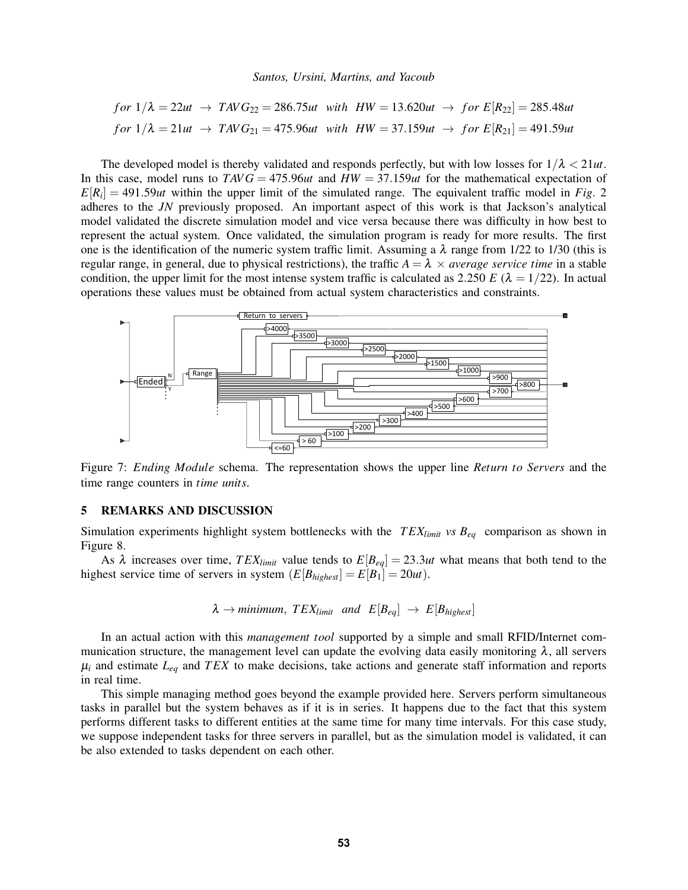$$for\ 1/\lambda = 22ut\ \rightarrow\ TAVG_{22} = 286.75ut\ \ with\ \ HW = 13.620ut\ \rightarrow\ for\ E[R_{22}] = 285.48ut$$

$$for\ 1/\lambda = 21ut\ \rightarrow\ TAVG_{21} = 475.96ut\ \ with\ \ HW = 37.159ut\ \rightarrow\ for\ E[R_{21}] = 491.59ut$$

The developed model is thereby validated and responds perfectly, but with low losses for $1/\lambda < 21ut$. In this case, model runs to $TAVG = 475.96ut$ and $HW = 37.159ut$ for the mathematical expectation of $E[R_i] = 491.59ut$ within the upper limit of the simulated range. The equivalent traffic model in *Fig.* 2 adheres to the *JN* previously proposed. An important aspect of this work is that Jackson's analytical model validated the discrete simulation model and vice versa because there was difficulty in how best to represent the actual system. Once validated, the simulation program is ready for more results. The first one is the identification of the numeric system traffic limit. Assuming a $\lambda$ range from 1/22 to 1/30 (this is regular range, in general, due to physical restrictions), the traffic $A = \lambda \times$ *average service time* in a stable condition, the upper limit for the most intense system traffic is calculated as 2.250 $E$ ($\lambda = 1/22$). In actual operations these values must be obtained from actual system characteristics and constraints.

Return to servers
Ended
N
Y
Range
>4000
>3500
>3000
>2500
>2000
>1500
>1000
>900
>800
>700
>600
>500
>400
>300
>200
>100
> 60
<=60

Figure 7: *Ending Module* schema. The representation shows the upper line *Return to Servers* and the time range counters in *time units*.

## 5 REMARKS AND DISCUSSION

Simulation experiments highlight system bottlenecks with the $TEX_{limit}$ *vs* $B_{eq}$ comparison as shown in Figure 8.

As $\lambda$ increases over time, $TEX_{limit}$ value tends to $E[B_{eq}] = 23.3ut$ what means that both tend to the highest service time of servers in system ($E[B_{highest}] = E[B_1] = 20ut$).

$$\lambda \rightarrow minimum,\ TEX_{limit}\ \ and\ \ E[B_{eq}]\ \rightarrow\ E[B_{highest}]$$

In an actual action with this *management tool* supported by a simple and small RFID/Internet communication structure, the management level can update the evolving data easily monitoring $\lambda$, all servers $\mu_i$ and estimate $L_{eq}$ and $TEX$ to make decisions, take actions and generate staff information and reports in real time.

This simple managing method goes beyond the example provided here. Servers perform simultaneous tasks in parallel but the system behaves as if it is in series. It happens due to the fact that this system performs different tasks to different entities at the same time for many time intervals. For this case study, we suppose independent tasks for three servers in parallel, but as the simulation model is validated, it can be also extended to tasks dependent on each other.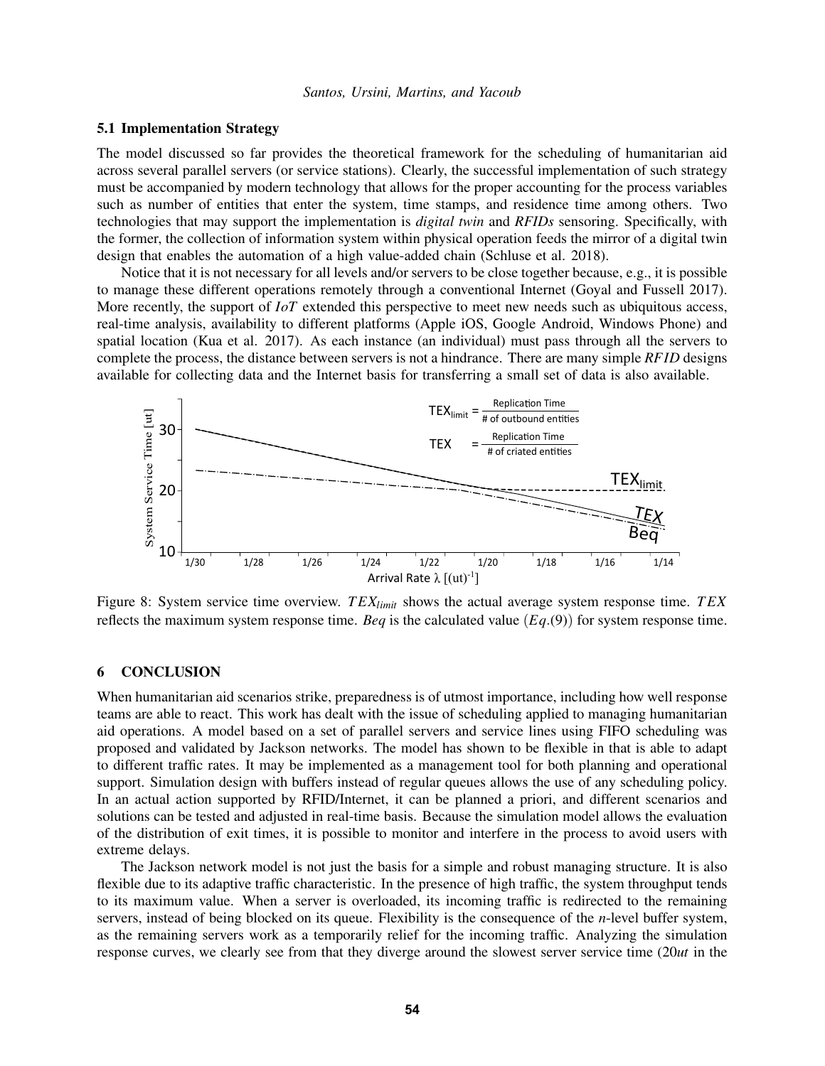### 5.1 Implementation Strategy

The model discussed so far provides the theoretical framework for the scheduling of humanitarian aid across several parallel servers (or service stations). Clearly, the successful implementation of such strategy must be accompanied by modern technology that allows for the proper accounting for the process variables such as number of entities that enter the system, time stamps, and residence time among others. Two technologies that may support the implementation is *digital twin* and *RFIDs* sensoring. Specifically, with the former, the collection of information system within physical operation feeds the mirror of a digital twin design that enables the automation of a high value-added chain (Schluse et al. 2018).

Notice that it is not necessary for all levels and/or servers to be close together because, e.g., it is possible to manage these different operations remotely through a conventional Internet (Goyal and Fussell 2017). More recently, the support of *IoT* extended this perspective to meet new needs such as ubiquitous access, real-time analysis, availability to different platforms (Apple iOS, Google Android, Windows Phone) and spatial location (Kua et al. 2017). As each instance (an individual) must pass through all the servers to complete the process, the distance between servers is not a hindrance. There are many simple *RFID* designs available for collecting data and the Internet basis for transferring a small set of data is also available.

System Service Time [ut]
30
20
10
1/30 1/28 1/26 1/24 1/22 1/20 1/18 1/16 1/14
Arrival Rate λ [(ut)$^{-1}$]
$TEX_{limit} = \frac{\text{Replication Time}}{\text{\# of outbound entities}}$
$TEX = \frac{\text{Replication Time}}{\text{\# of criated entities}}$
$TEX_{limit}$
TEX
Beq

Figure 8: System service time overview. $TEX_{limit}$ shows the actual average system response time. $TEX$ reflects the maximum system response time. *Beq* is the calculated value $(Eq.(9))$ for system response time.

## 6 CONCLUSION

When humanitarian aid scenarios strike, preparedness is of utmost importance, including how well response teams are able to react. This work has dealt with the issue of scheduling applied to managing humanitarian aid operations. A model based on a set of parallel servers and service lines using FIFO scheduling was proposed and validated by Jackson networks. The model has shown to be flexible in that is able to adapt to different traffic rates. It may be implemented as a management tool for both planning and operational support. Simulation design with buffers instead of regular queues allows the use of any scheduling policy. In an actual action supported by RFID/Internet, it can be planned a priori, and different scenarios and solutions can be tested and adjusted in real-time basis. Because the simulation model allows the evaluation of the distribution of exit times, it is possible to monitor and interfere in the process to avoid users with extreme delays.

The Jackson network model is not just the basis for a simple and robust managing structure. It is also flexible due to its adaptive traffic characteristic. In the presence of high traffic, the system throughput tends to its maximum value. When a server is overloaded, its incoming traffic is redirected to the remaining servers, instead of being blocked on its queue. Flexibility is the consequence of the *n*-level buffer system, as the remaining servers work as a temporarily relief for the incoming traffic. Analyzing the simulation response curves, we clearly see from that they diverge around the slowest server service time (20*ut* in the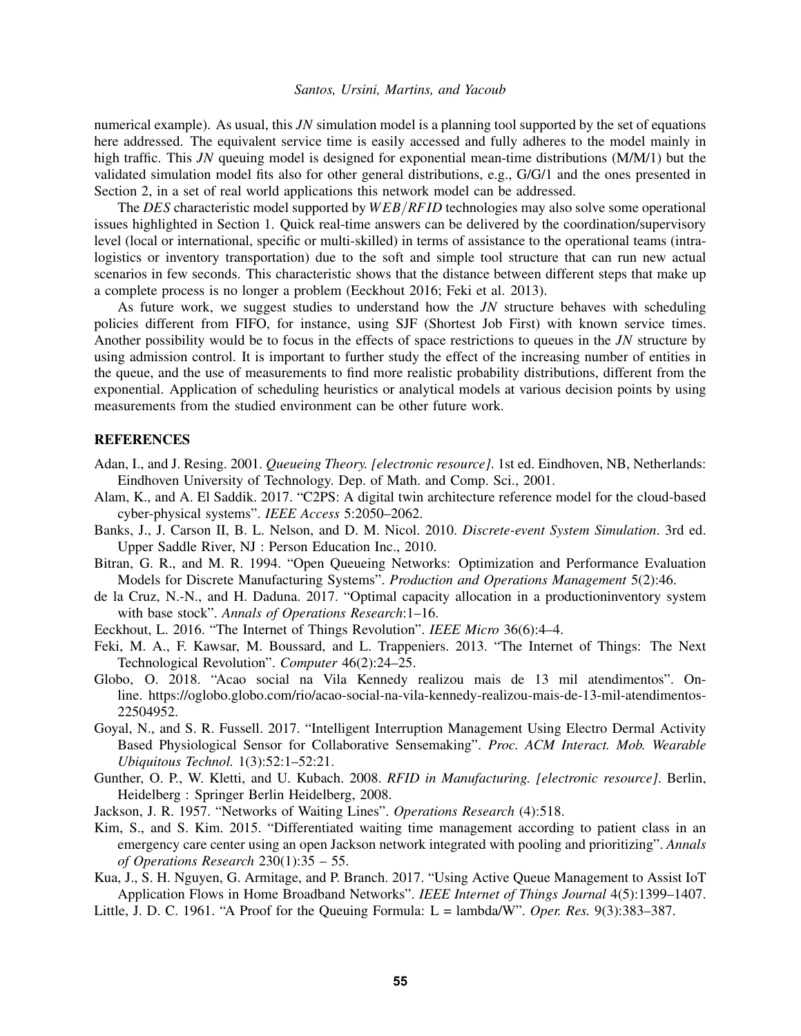numerical example). As usual, this *JN* simulation model is a planning tool supported by the set of equations here addressed. The equivalent service time is easily accessed and fully adheres to the model mainly in high traffic. This *JN* queuing model is designed for exponential mean-time distributions (M/M/1) but the validated simulation model fits also for other general distributions, e.g., G/G/1 and the ones presented in Section 2, in a set of real world applications this network model can be addressed.

The *DES* characteristic model supported by $WEB/RFID$ technologies may also solve some operational issues highlighted in Section 1. Quick real-time answers can be delivered by the coordination/supervisory level (local or international, specific or multi-skilled) in terms of assistance to the operational teams (intra-logistics or inventory transportation) due to the soft and simple tool structure that can run new actual scenarios in few seconds. This characteristic shows that the distance between different steps that make up a complete process is no longer a problem (Eeckhout 2016; Feki et al. 2013).

As future work, we suggest studies to understand how the *JN* structure behaves with scheduling policies different from FIFO, for instance, using SJF (Shortest Job First) with known service times. Another possibility would be to focus in the effects of space restrictions to queues in the *JN* structure by using admission control. It is important to further study the effect of the increasing number of entities in the queue, and the use of measurements to find more realistic probability distributions, different from the exponential. Application of scheduling heuristics or analytical models at various decision points by using measurements from the studied environment can be other future work.

## REFERENCES

Adan, I., and J. Resing. 2001. *Queueing Theory. [electronic resource]*. 1st ed. Eindhoven, NB, Netherlands: Eindhoven University of Technology. Dep. of Math. and Comp. Sci., 2001.

Alam, K., and A. El Saddik. 2017. "C2PS: A digital twin architecture reference model for the cloud-based cyber-physical systems". *IEEE Access* 5:2050–2062.

Banks, J., J. Carson II, B. L. Nelson, and D. M. Nicol. 2010. *Discrete-event System Simulation*. 3rd ed. Upper Saddle River, NJ : Person Education Inc., 2010.

Bitran, G. R., and M. R. 1994. "Open Queueing Networks: Optimization and Performance Evaluation Models for Discrete Manufacturing Systems". *Production and Operations Management* 5(2):46.

de la Cruz, N.-N., and H. Daduna. 2017. "Optimal capacity allocation in a productioninventory system with base stock". *Annals of Operations Research*:1–16.

Eeckhout, L. 2016. "The Internet of Things Revolution". *IEEE Micro* 36(6):4–4.

Feki, M. A., F. Kawsar, M. Boussard, and L. Trappeniers. 2013. "The Internet of Things: The Next Technological Revolution". *Computer* 46(2):24–25.

Globo, O. 2018. "Acao social na Vila Kennedy realizou mais de 13 mil atendimentos". Online. https://oglobo.globo.com/rio/acao-social-na-vila-kennedy-realizou-mais-de-13-mil-atendimentos-22504952.

Goyal, N., and S. R. Fussell. 2017. "Intelligent Interruption Management Using Electro Dermal Activity Based Physiological Sensor for Collaborative Sensemaking". *Proc. ACM Interact. Mob. Wearable Ubiquitous Technol.* 1(3):52:1–52:21.

Gunther, O. P., W. Kletti, and U. Kubach. 2008. *RFID in Manufacturing. [electronic resource]*. Berlin, Heidelberg : Springer Berlin Heidelberg, 2008.

Jackson, J. R. 1957. "Networks of Waiting Lines". *Operations Research* (4):518.

Kim, S., and S. Kim. 2015. "Differentiated waiting time management according to patient class in an emergency care center using an open Jackson network integrated with pooling and prioritizing". *Annals of Operations Research* 230(1):35 – 55.

Kua, J., S. H. Nguyen, G. Armitage, and P. Branch. 2017. "Using Active Queue Management to Assist IoT Application Flows in Home Broadband Networks". *IEEE Internet of Things Journal* 4(5):1399–1407.

Little, J. D. C. 1961. "A Proof for the Queuing Formula: L = lambda/W". *Oper. Res.* 9(3):383–387.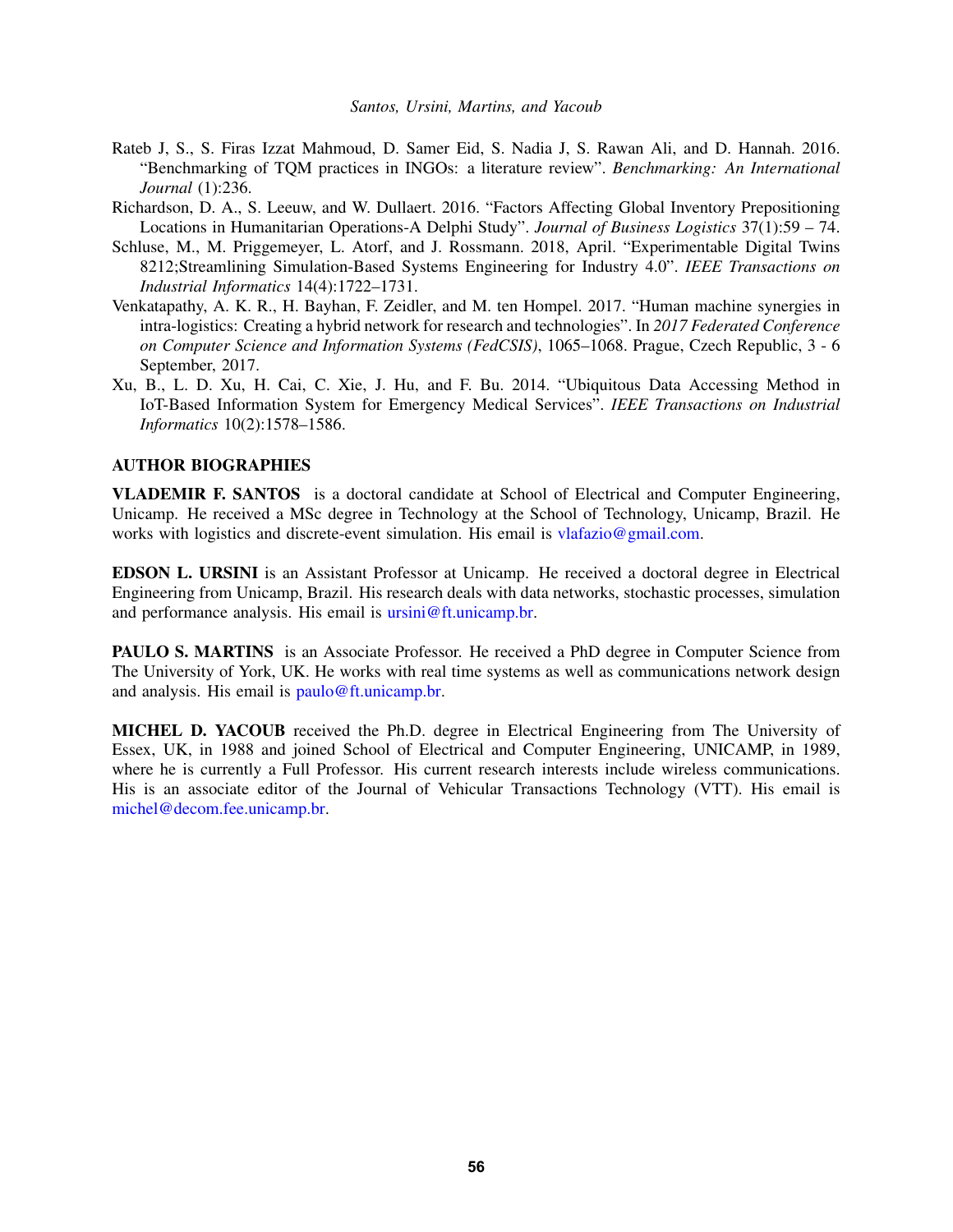Rateb J, S., S. Firas Izzat Mahmoud, D. Samer Eid, S. Nadia J, S. Rawan Ali, and D. Hannah. 2016. "Benchmarking of TQM practices in INGOs: a literature review". *Benchmarking: An International Journal* (1):236.

Richardson, D. A., S. Leeuw, and W. Dullaert. 2016. "Factors Affecting Global Inventory Prepositioning Locations in Humanitarian Operations-A Delphi Study". *Journal of Business Logistics* 37(1):59 – 74.

Schluse, M., M. Priggemeyer, L. Atorf, and J. Rossmann. 2018, April. "Experimentable Digital Twins 8212;Streamlining Simulation-Based Systems Engineering for Industry 4.0". *IEEE Transactions on Industrial Informatics* 14(4):1722–1731.

Venkatapathy, A. K. R., H. Bayhan, F. Zeidler, and M. ten Hompel. 2017. "Human machine synergies in intra-logistics: Creating a hybrid network for research and technologies". In *2017 Federated Conference on Computer Science and Information Systems (FedCSIS)*, 1065–1068. Prague, Czech Republic, 3 - 6 September, 2017.

Xu, B., L. D. Xu, H. Cai, C. Xie, J. Hu, and F. Bu. 2014. "Ubiquitous Data Accessing Method in IoT-Based Information System for Emergency Medical Services". *IEEE Transactions on Industrial Informatics* 10(2):1578–1586.

## AUTHOR BIOGRAPHIES

**VLADEMIR F. SANTOS** is a doctoral candidate at School of Electrical and Computer Engineering, Unicamp. He received a MSc degree in Technology at the School of Technology, Unicamp, Brazil. He works with logistics and discrete-event simulation. His email is vlafazio@gmail.com.

**EDSON L. URSINI** is an Assistant Professor at Unicamp. He received a doctoral degree in Electrical Engineering from Unicamp, Brazil. His research deals with data networks, stochastic processes, simulation and performance analysis. His email is ursini@ft.unicamp.br.

**PAULO S. MARTINS** is an Associate Professor. He received a PhD degree in Computer Science from The University of York, UK. He works with real time systems as well as communications network design and analysis. His email is paulo@ft.unicamp.br.

**MICHEL D. YACOUB** received the Ph.D. degree in Electrical Engineering from The University of Essex, UK, in 1988 and joined School of Electrical and Computer Engineering, UNICAMP, in 1989, where he is currently a Full Professor. His current research interests include wireless communications. His is an associate editor of the Journal of Vehicular Transactions Technology (VTT). His email is michel@decom.fee.unicamp.br.